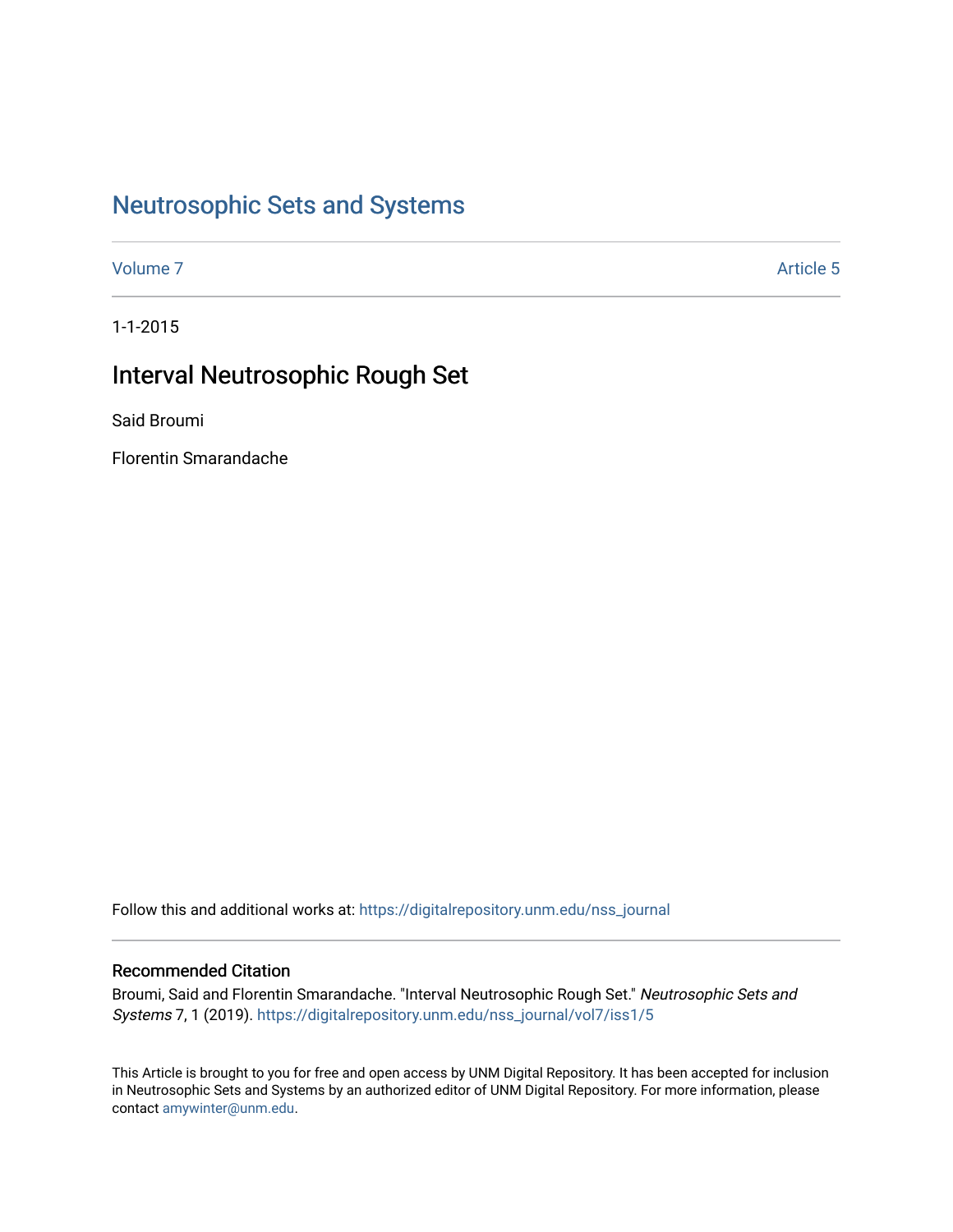# Neutrosophic Sets and Systems

Volume 7 Article 5

1-1-2015

## Interval Neutrosophic Rough Set

Said Broumi

Florentin Smarandache

Follow this and additional works at: https://digitalrepository.unm.edu/nss_journal

### Recommended Citation

Broumi, Said and Florentin Smarandache. "Interval Neutrosophic Rough Set." *Neutrosophic Sets and Systems* 7, 1 (2019). https://digitalrepository.unm.edu/nss_journal/vol7/iss1/5

This Article is brought to you for free and open access by UNM Digital Repository. It has been accepted for inclusion in Neutrosophic Sets and Systems by an authorized editor of UNM Digital Repository. For more information, please contact amywinter@unm.edu.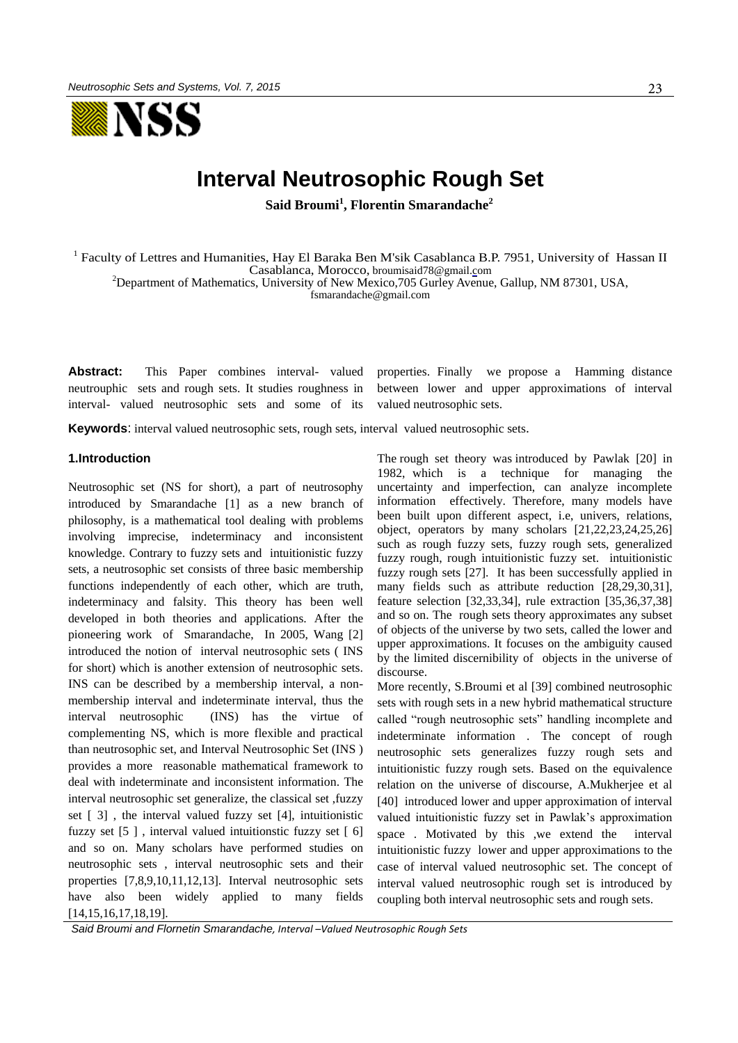# Interval Neutrosophic Rough Set

**Said Broumi[1], Florentin Smarandache[2]**

[1] Faculty of Lettres and Humanities, Hay El Baraka Ben M'sik Casablanca B.P. 7951, University of Hassan II Casablanca, Morocco, broumisaid78@gmail.com

[2] Department of Mathematics, University of New Mexico,705 Gurley Avenue, Gallup, NM 87301, USA, fsmarandache@gmail.com

**Abstract:** This Paper combines interval- valued neutrouphic sets and rough sets. It studies roughness in interval- valued neutrosophic sets and some of its properties. Finally we propose a Hamming distance between lower and upper approximations of interval valued neutrosophic sets.

**Keywords**: interval valued neutrosophic sets, rough sets, interval valued neutrosophic sets.

## 1.Introduction

Neutrosophic set (NS for short), a part of neutrosophy introduced by Smarandache [1] as a new branch of philosophy, is a mathematical tool dealing with problems involving imprecise, indeterminacy and inconsistent knowledge. Contrary to fuzzy sets and intuitionistic fuzzy sets, a neutrosophic set consists of three basic membership functions independently of each other, which are truth, indeterminacy and falsity. This theory has been well developed in both theories and applications. After the pioneering work of Smarandache, In 2005, Wang [2] introduced the notion of interval neutrosophic sets ( INS for short) which is another extension of neutrosophic sets. INS can be described by a membership interval, a non-membership interval and indeterminate interval, thus the interval neutrosophic (INS) has the virtue of complementing NS, which is more flexible and practical than neutrosophic set, and Interval Neutrosophic Set (INS ) provides a more reasonable mathematical framework to deal with indeterminate and inconsistent information. The interval neutrosophic set generalize, the classical set ,fuzzy set [ 3] , the interval valued fuzzy set [4], intuitionistic fuzzy set [5 ] , interval valued intuitionstic fuzzy set [ 6] and so on. Many scholars have performed studies on neutrosophic sets , interval neutrosophic sets and their properties [7,8,9,10,11,12,13]. Interval neutrosophic sets have also been widely applied to many fields [14,15,16,17,18,19].

The rough set theory was introduced by Pawlak [20] in 1982, which is a technique for managing the uncertainty and imperfection, can analyze incomplete information effectively. Therefore, many models have been built upon different aspect, i.e, univers, relations, object, operators by many scholars [21,22,23,24,25,26] such as rough fuzzy sets, fuzzy rough sets, generalized fuzzy rough, rough intuitionistic fuzzy set. intuitionistic fuzzy rough sets [27]. It has been successfully applied in many fields such as attribute reduction [28,29,30,31], feature selection [32,33,34], rule extraction [35,36,37,38] and so on. The rough sets theory approximates any subset of objects of the universe by two sets, called the lower and upper approximations. It focuses on the ambiguity caused by the limited discernibility of objects in the universe of discourse.

More recently, S.Broumi et al [39] combined neutrosophic sets with rough sets in a new hybrid mathematical structure called "rough neutrosophic sets" handling incomplete and indeterminate information . The concept of rough neutrosophic sets generalizes fuzzy rough sets and intuitionistic fuzzy rough sets. Based on the equivalence relation on the universe of discourse, A.Mukherjee et al [40] introduced lower and upper approximation of interval valued intuitionistic fuzzy set in Pawlak's approximation space . Motivated by this ,we extend the interval intuitionistic fuzzy lower and upper approximations to the case of interval valued neutrosophic set. The concept of interval valued neutrosophic rough set is introduced by coupling both interval neutrosophic sets and rough sets.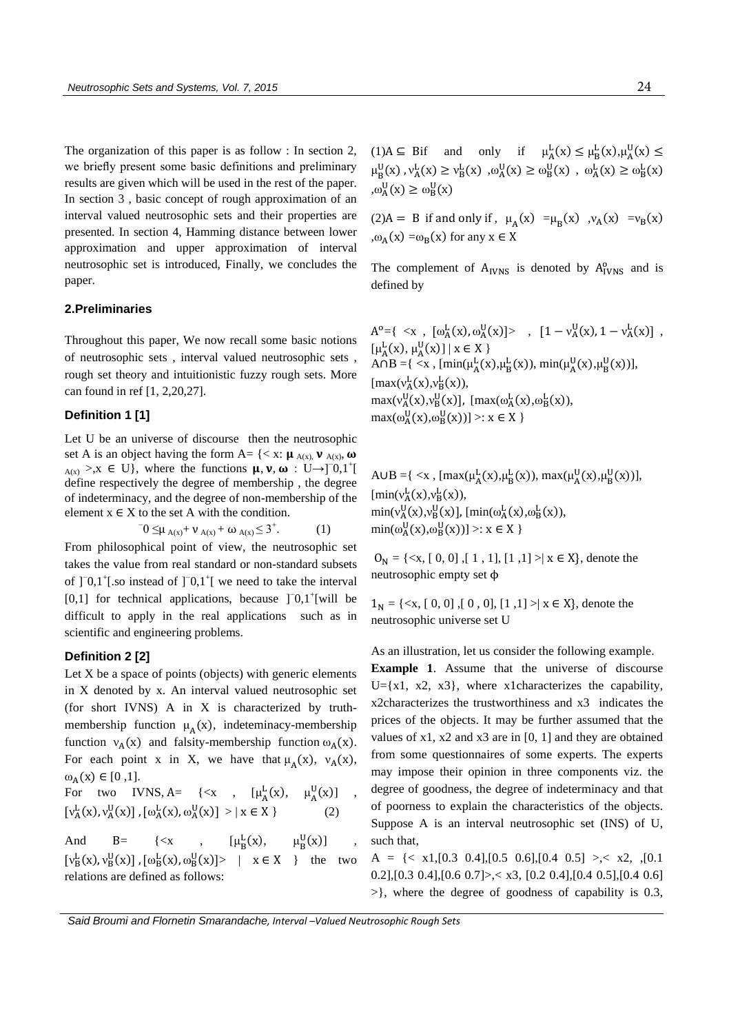The organization of this paper is as follow : In section 2, we briefly present some basic definitions and preliminary results are given which will be used in the rest of the paper. In section 3 , basic concept of rough approximation of an interval valued neutrosophic sets and their properties are presented. In section 4, Hamming distance between lower approximation and upper approximation of interval neutrosophic set is introduced, Finally, we concludes the paper.

## 2.Preliminaries

Throughout this paper, We now recall some basic notions of neutrosophic sets , interval valued neutrosophic sets , rough set theory and intuitionistic fuzzy rough sets. More can found in ref [1, 2,20,27].

### Definition 1 [1]

Let U be an universe of discourse then the neutrosophic set A is an object having the form A= $\{< x: \mu_{A(x)}, \nu_{A(x)}, \omega_{A(x)} >, x \in U\}$, where the functions $\mu, \nu, \omega : U \rightarrow ]^{-}0,1^{+}[$ define respectively the degree of membership , the degree of indeterminacy, and the degree of non-membership of the element $x \in X$ to the set A with the condition.

$$^{-}0 \leq \mu_{A(x)} + \nu_{A(x)} + \omega_{A(x)} \leq 3^{+}. \quad (1)$$

From philosophical point of view, the neutrosophic set takes the value from real standard or non-standard subsets of $]^{-}0,1^{+}[$.so instead of $]^{-}0,1^{+}[$ we need to take the interval [0,1] for technical applications, because $]^{-}0,1^{+}[$will be difficult to apply in the real applications such as in scientific and engineering problems.

### Definition 2 [2]

Let X be a space of points (objects) with generic elements in X denoted by x. An interval valued neutrosophic set (for short IVNS) A in X is characterized by truth-membership function $\mu_A(x)$, indeteminacy-membership function $\nu_A(x)$ and falsity-membership function $\omega_A(x)$. For each point x in X, we have that $\mu_A(x)$, $\nu_A(x)$, $\omega_A(x) \in [0,1]$.

For two IVNS, A= $\{<x , [\mu_A^L(x), \mu_A^U(x)] , [\nu_A^L(x), \nu_A^U(x)] , [\omega_A^L(x), \omega_A^U(x)] > | x \in X\}$ (2)

And B= $\{<x , [\mu_B^L(x), \mu_B^U(x)] , [\nu_B^L(x), \nu_B^U(x)] , [\omega_B^L(x), \omega_B^U(x)]> | x \in X\}$ the two relations are defined as follows:

(1)$A \subseteq B$ if and only if $\mu_A^L(x) \leq \mu_B^L(x), \mu_A^U(x) \leq \mu_B^U(x)$ , $\nu_A^L(x) \geq \nu_B^L(x)$ ,$\omega_A^U(x) \geq \omega_B^U(x)$ , $\omega_A^L(x) \geq \omega_B^L(x)$ ,$\omega_A^U(x) \geq \omega_B^U(x)$

(2)$A = B$ if and only if , $\mu_A(x) = \mu_B(x)$ ,$\nu_A(x) = \nu_B(x)$ ,$\omega_A(x) = \omega_B(x)$ for any $x \in X$

The complement of $A_{IVNS}$ is denoted by $A_{IVNS}^o$ and is defined by

$A^o = \{ <x , [\omega_A^L(x), \omega_A^U(x)]> , [1 - \nu_A^U(x), 1 - \nu_A^L(x)] , [\mu_A^L(x), \mu_A^U(x)] \mid x \in X \}$

$A \cap B = \{ <x , [\min(\mu_A^L(x),\mu_B^L(x)), \min(\mu_A^U(x),\mu_B^U(x))], [\max(\nu_A^L(x),\nu_B^L(x)), \max(\nu_A^U(x),\nu_B^U(x)], [\max(\omega_A^L(x),\omega_B^L(x)), \max(\omega_A^U(x),\omega_B^U(x))] >: x \in X \}$

$A \cup B = \{ <x , [\max(\mu_A^L(x),\mu_B^L(x)), \max(\mu_A^U(x),\mu_B^U(x))], [\min(\nu_A^L(x),\nu_B^L(x)), \min(\nu_A^U(x),\nu_B^U(x)], [\min(\omega_A^L(x),\omega_B^L(x)), \min(\omega_A^U(x),\omega_B^U(x))] >: x \in X \}$

$0_N = \{<x, [0, 0] ,[1 , 1], [1 ,1] >| x \in X\}$, denote the neutrosophic empty set ϕ

$1_N = \{<x, [0, 0] ,[0 , 0], [1 ,1] >| x \in X\}$, denote the neutrosophic universe set U

As an illustration, let us consider the following example.

**Example 1**. Assume that the universe of discourse U={x1, x2, x3}, where x1characterizes the capability, x2characterizes the trustworthiness and x3 indicates the prices of the objects. It may be further assumed that the values of x1, x2 and x3 are in [0, 1] and they are obtained from some questionnaires of some experts. The experts may impose their opinion in three components viz. the degree of goodness, the degree of indeterminacy and that of poorness to explain the characteristics of the objects. Suppose A is an interval neutrosophic set (INS) of U, such that,

A = {< x1,[0.3 0.4],[0.5 0.6],[0.4 0.5] >,< x2, ,[0.1 0.2],[0.3 0.4],[0.6 0.7]>,< x3, [0.2 0.4],[0.4 0.5],[0.4 0.6] >}, where the degree of goodness of capability is 0.3,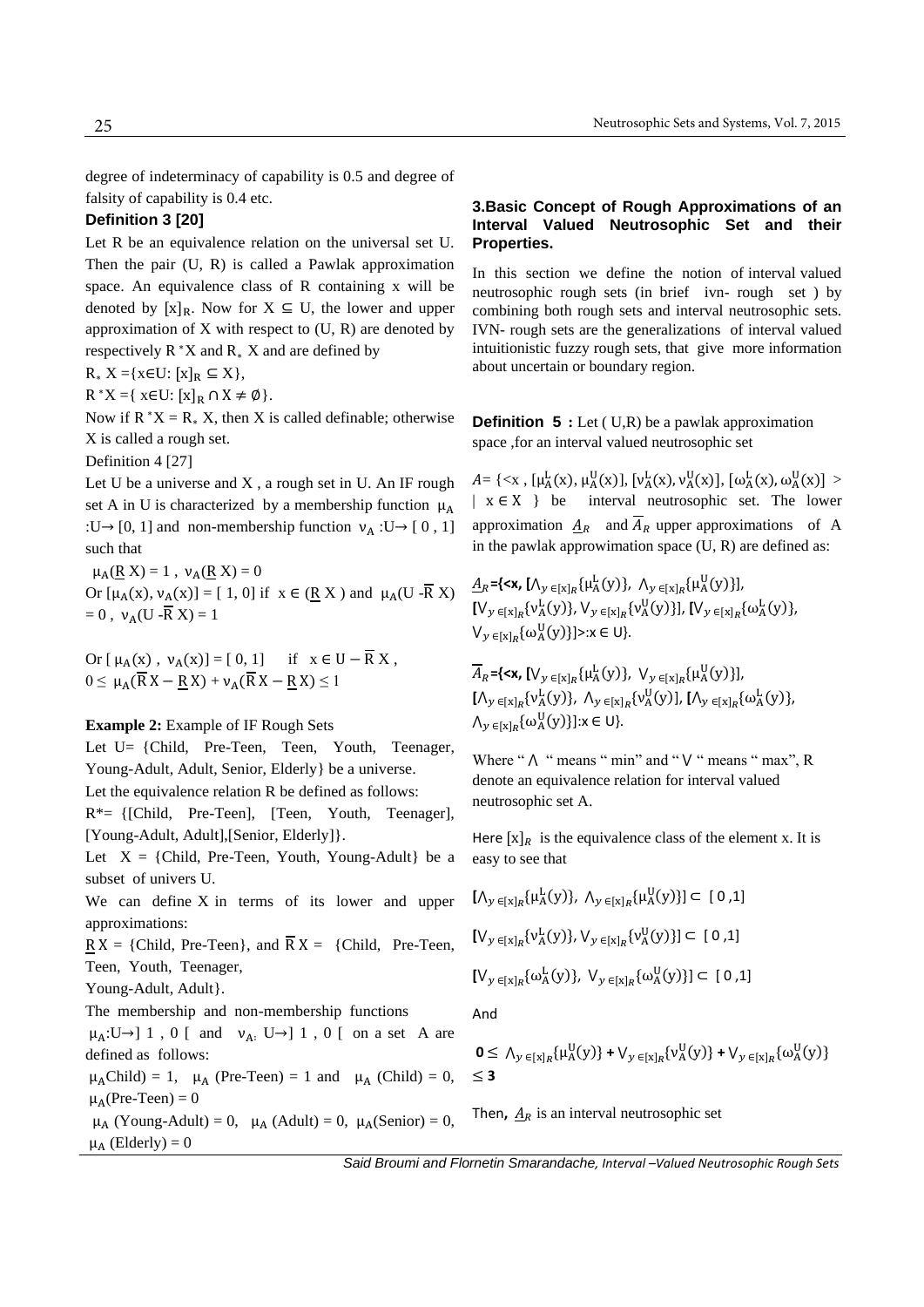degree of indeterminacy of capability is 0.5 and degree of falsity of capability is 0.4 etc.

**Definition 3 [20]**

Let R be an equivalence relation on the universal set U. Then the pair (U, R) is called a Pawlak approximation space. An equivalence class of R containing x will be denoted by $[x]_R$. Now for $X \subseteq U$, the lower and upper approximation of X with respect to (U, R) are denoted by respectively $R^*X$ and $R_* X$ and are defined by

$R_* X = \{x \in U: [x]_R \subseteq X\}$,

$R^*X = \{ x \in U: [x]_R \cap X \neq \emptyset\}$.

Now if $R^*X = R_* X$, then X is called definable; otherwise X is called a rough set.

Definition 4 [27]

Let U be a universe and X , a rough set in U. An IF rough set A in U is characterized by a membership function $\mu_A : U \rightarrow [0, 1]$ and non-membership function $\nu_A : U \rightarrow [0, 1]$ such that

$\mu_A(\underline{R}\, X) = 1$ , $\nu_A(\underline{R}\, X) = 0$

Or $[\mu_A(x), \nu_A(x)] = [1, 0]$ if $x \in (\underline{R}\, X)$ and $\mu_A(U - \overline{R}\, X) = 0$ , $\nu_A(U - \overline{R}\, X) = 1$

Or $[\mu_A(x), \nu_A(x)] = [0, 1]$ if $x \in U - \overline{R}\, X$ ,

$0 \leq \mu_A(\overline{R}\, X - \underline{R}\, X) + \nu_A(\overline{R}\, X - \underline{R}\, X) \leq 1$

**Example 2:** Example of IF Rough Sets

Let U= {Child, Pre-Teen, Teen, Youth, Teenager, Young-Adult, Adult, Senior, Elderly} be a universe.

Let the equivalence relation R be defined as follows:

R*= {[Child, Pre-Teen], [Teen, Youth, Teenager], [Young-Adult, Adult],[Senior, Elderly]}.

Let X = {Child, Pre-Teen, Youth, Young-Adult} be a subset of univers U.

We can define X in terms of its lower and upper approximations:

$\underline{R}\, X$ = {Child, Pre-Teen}, and $\overline{R}\, X$ = {Child, Pre-Teen, Teen, Youth, Teenager, Young-Adult, Adult}.

The membership and non-membership functions $\mu_A : U \rightarrow ]1, 0[$ and $\nu_A : U \rightarrow ]1, 0[$ on a set A are defined as follows:

$\mu_A$Child) = 1, $\mu_A$ (Pre-Teen) = 1 and $\mu_A$ (Child) = 0, $\mu_A$(Pre-Teen) = 0

$\mu_A$ (Young-Adult) = 0, $\mu_A$ (Adult) = 0, $\mu_A$(Senior) = 0, $\mu_A$ (Elderly) = 0

### 3.Basic Concept of Rough Approximations of an Interval Valued Neutrosophic Set and their Properties.

In this section we define the notion of interval valued neutrosophic rough sets (in brief ivn- rough set ) by combining both rough sets and interval neutrosophic sets. IVN- rough sets are the generalizations of interval valued intuitionistic fuzzy rough sets, that give more information about uncertain or boundary region.

**Definition 5 :** Let ( U,R) be a pawlak approximation space ,for an interval valued neutrosophic set

$A = \{<x , [\mu_A^L(x), \mu_A^U(x)], [\nu_A^L(x), \nu_A^U(x)], [\omega_A^L(x), \omega_A^U(x)] > \mid x \in X \}$ be interval neutrosophic set. The lower approximation $\underline{A}_R$ and $\overline{A}_R$ upper approximations of A in the pawlak approwimation space (U, R) are defined as:

$\underline{A}_R$={<x, $[\wedge_{y \in [x]_R}\{\mu_A^L(y)\}, \wedge_{y \in [x]_R}\{\mu_A^U(y)\}]$, $[\vee_{y \in [x]_R}\{\nu_A^L(y)\}, \vee_{y \in [x]_R}\{\nu_A^U(y)\}]$, $[\vee_{y \in [x]_R}\{\omega_A^L(y)\}, \vee_{y \in [x]_R}\{\omega_A^U(y)\}]$>:x ∈ U}.

$\overline{A}_R$={<x, $[\vee_{y \in [x]_R}\{\mu_A^L(y)\}, \vee_{y \in [x]_R}\{\mu_A^U(y)\}]$, $[\wedge_{y \in [x]_R}\{\nu_A^L(y)\}, \wedge_{y \in [x]_R}\{\nu_A^U(y)\}]$, $[\wedge_{y \in [x]_R}\{\omega_A^L(y)\}, \wedge_{y \in [x]_R}\{\omega_A^U(y)\}]$:x ∈ U}.

Where " $\wedge$ " means " min" and " $\vee$ " means " max", R denote an equivalence relation for interval valued neutrosophic set A.

Here $[x]_R$ is the equivalence class of the element x. It is easy to see that

$[\wedge_{y \in [x]_R}\{\mu_A^L(y)\}, \wedge_{y \in [x]_R}\{\mu_A^U(y)\}] \subset [0,1]$

$[\vee_{y \in [x]_R}\{\nu_A^L(y)\}, \vee_{y \in [x]_R}\{\nu_A^U(y)\}] \subset [0,1]$

$[\vee_{y \in [x]_R}\{\omega_A^L(y)\}, \vee_{y \in [x]_R}\{\omega_A^U(y)\}] \subset [0,1]$

And

$0 \leq \wedge_{y \in [x]_R}\{\mu_A^U(y)\} + \vee_{y \in [x]_R}\{\nu_A^U(y)\} + \vee_{y \in [x]_R}\{\omega_A^U(y)\} \leq 3$

Then, $\underline{A}_R$ is an interval neutrosophic set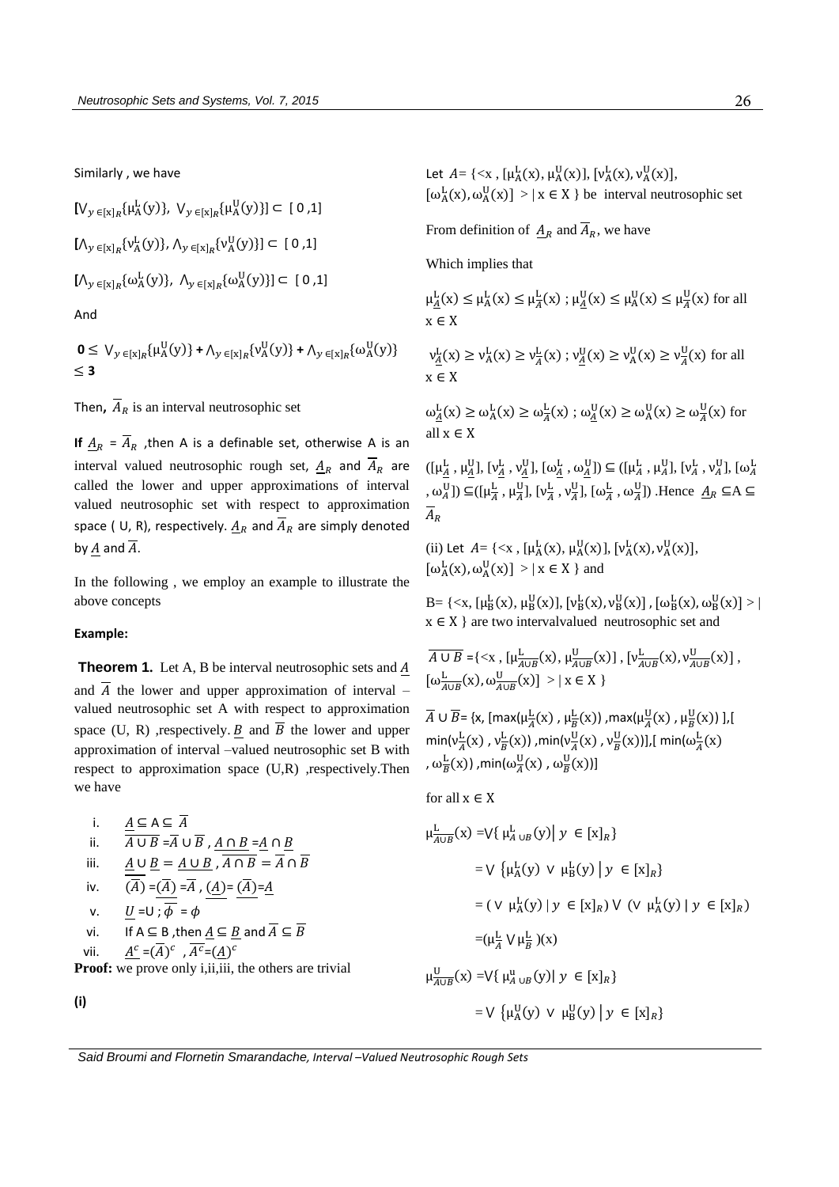Similarly , we have

$[\vee_{y \in [x]_R}\{\mu_A^L(y)\},\ \vee_{y \in [x]_R}\{\mu_A^U(y)\}] \subset [0,1]$

$[\wedge_{y \in [x]_R}\{\nu_A^L(y)\}, \wedge_{y \in [x]_R}\{\nu_A^U(y)\}] \subset [0,1]$

$[\wedge_{y \in [x]_R}\{\omega_A^L(y)\},\ \wedge_{y \in [x]_R}\{\omega_A^U(y)\}] \subset [0,1]$

And

$\mathbf{0} \leq \vee_{y \in [x]_R}\{\mu_A^U(y)\} + \wedge_{y \in [x]_R}\{\nu_A^U(y)\} + \wedge_{y \in [x]_R}\{\omega_A^U(y)\} \leq \mathbf{3}$

Then, $\overline{A}_R$ is an interval neutrosophic set

**If** $\underline{A}_R = \overline{A}_R$ ,then A is a definable set, otherwise A is an interval valued neutrosophic rough set, $\underline{A}_R$ and $\overline{A}_R$ are called the lower and upper approximations of interval valued neutrosophic set with respect to approximation space ( U, R), respectively. $\underline{A}_R$ and $\overline{A}_R$ are simply denoted by $\underline{A}$ and $\overline{A}$.

In the following , we employ an example to illustrate the above concepts

**Example:**

**Theorem 1.** Let A, B be interval neutrosophic sets and $\underline{A}$ and $\overline{A}$ the lower and upper approximation of interval –valued neutrosophic set A with respect to approximation space (U, R) ,respectively. $\underline{B}$ and $\overline{B}$ the lower and upper approximation of interval –valued neutrosophic set B with respect to approximation space (U,R) ,respectively.Then we have

i. $\underline{A} \subseteq A \subseteq \overline{A}$
ii. $\overline{A \cup B} = \overline{A} \cup \overline{B}$ , $\underline{A \cap B} = \underline{A} \cap \underline{B}$
iii. $\underline{A} \cup \underline{B} = \underline{A \cup B}$ , $\overline{A \cap B} = \overline{A} \cap \overline{B}$
iv. $\overline{(\overline{A})} = \underline{(\overline{A})} = \overline{A}$ , $\underline{(\underline{A})} = \overline{(\underline{A})} = \underline{A}$
v. $\underline{U} = U$ ; $\overline{\phi} = \phi$
vi. If $A \subseteq B$ ,then $\underline{A} \subseteq \underline{B}$ and $\overline{A} \subseteq \overline{B}$
vii. $\underline{A^c} = (\overline{A})^c$ , $\overline{A^c} = (\underline{A})^c$

**Proof:** we prove only i,ii,iii, the others are trivial

**(i)**

Let $A = \{<x , [\mu_A^L(x), \mu_A^U(x)], [\nu_A^L(x), \nu_A^U(x)], [\omega_A^L(x), \omega_A^U(x)] > | x \in X\}$ be interval neutrosophic set

From definition of $\underline{A}_R$ and $\overline{A}_R$, we have

Which implies that

$\mu_{\underline{A}}^L(x) \leq \mu_A^L(x) \leq \mu_{\overline{A}}^L(x)$ ; $\mu_{\underline{A}}^U(x) \leq \mu_A^U(x) \leq \mu_{\overline{A}}^U(x)$ for all $x \in X$

$\nu_{\underline{A}}^L(x) \geq \nu_A^L(x) \geq \nu_{\overline{A}}^L(x)$ ; $\nu_{\underline{A}}^U(x) \geq \nu_A^U(x) \geq \nu_{\overline{A}}^U(x)$ for all $x \in X$

$\omega_{\underline{A}}^L(x) \geq \omega_A^L(x) \geq \omega_{\overline{A}}^L(x)$ ; $\omega_{\underline{A}}^U(x) \geq \omega_A^U(x) \geq \omega_{\overline{A}}^U(x)$ for all $x \in X$

$([\mu_{\underline{A}}^L , \mu_{\underline{A}}^U], [\nu_{\underline{A}}^L , \nu_{\underline{A}}^U], [\omega_{\underline{A}}^L , \omega_{\underline{A}}^U]) \subseteq ([\mu_A^L , \mu_A^U], [\nu_A^L , \nu_A^U], [\omega_A^L , \omega_A^U]) \subseteq ([\mu_{\overline{A}}^L , \mu_{\overline{A}}^U], [\nu_{\overline{A}}^L , \nu_{\overline{A}}^U], [\omega_{\overline{A}}^L , \omega_{\overline{A}}^U])$ .Hence $\underline{A}_R \subseteq A \subseteq \overline{A}_R$

(ii) Let $A = \{<x , [\mu_A^L(x), \mu_A^U(x)], [\nu_A^L(x), \nu_A^U(x)], [\omega_A^L(x), \omega_A^U(x)] > | x \in X\}$ and

$B = \{<x, [\mu_B^L(x), \mu_B^U(x)], [\nu_B^L(x), \nu_B^U(x)] , [\omega_B^L(x), \omega_B^U(x)] > | x \in X\}$ are two intervalvalued neutrosophic set and

$\overline{A \cup B} = \{<x , [\mu_{\overline{A \cup B}}^L(x), \mu_{\overline{A \cup B}}^U(x)] , [\nu_{\overline{A \cup B}}^L(x), \nu_{\overline{A \cup B}}^U(x)] , [\omega_{\overline{A \cup B}}^L(x), \omega_{\overline{A \cup B}}^U(x)] > | x \in X\}$

$\overline{A} \cup \overline{B} = \{x, [\max(\mu_{\overline{A}}^L(x) , \mu_{\overline{B}}^L(x)) , \max(\mu_{\overline{A}}^U(x) , \mu_{\overline{B}}^U(x)) ], [\min(\nu_{\overline{A}}^L(x) , \nu_{\overline{B}}^L(x)) , \min(\nu_{\overline{A}}^U(x) , \nu_{\overline{B}}^U(x))], [\min(\omega_{\overline{A}}^L(x) , \omega_{\overline{B}}^L(x)) , \min(\omega_{\overline{A}}^U(x) , \omega_{\overline{B}}^U(x))]$

for all $x \in X$

$$\mu_{\overline{A \cup B}}^L(x) = \vee\{\mu_{A \cup B}^L(y) \mid y \in [x]_R\}$$

$$= \vee \{\mu_A^L(y) \vee \mu_B^L(y) \mid y \in [x]_R\}$$

$$= (\vee\ \mu_A^L(y) \mid y \in [x]_R) \vee (\vee\ \mu_A^L(y) \mid y \in [x]_R)$$

$$= (\mu_{\overline{A}}^L \vee \mu_{\overline{B}}^L)(x)$$

$$\mu_{\overline{A \cup B}}^U(x) = \vee\{\mu_{A \cup B}^u(y) \mid y \in [x]_R\}$$

$$= \vee \{\mu_A^U(y) \vee \mu_B^U(y) \mid y \in [x]_R\}$$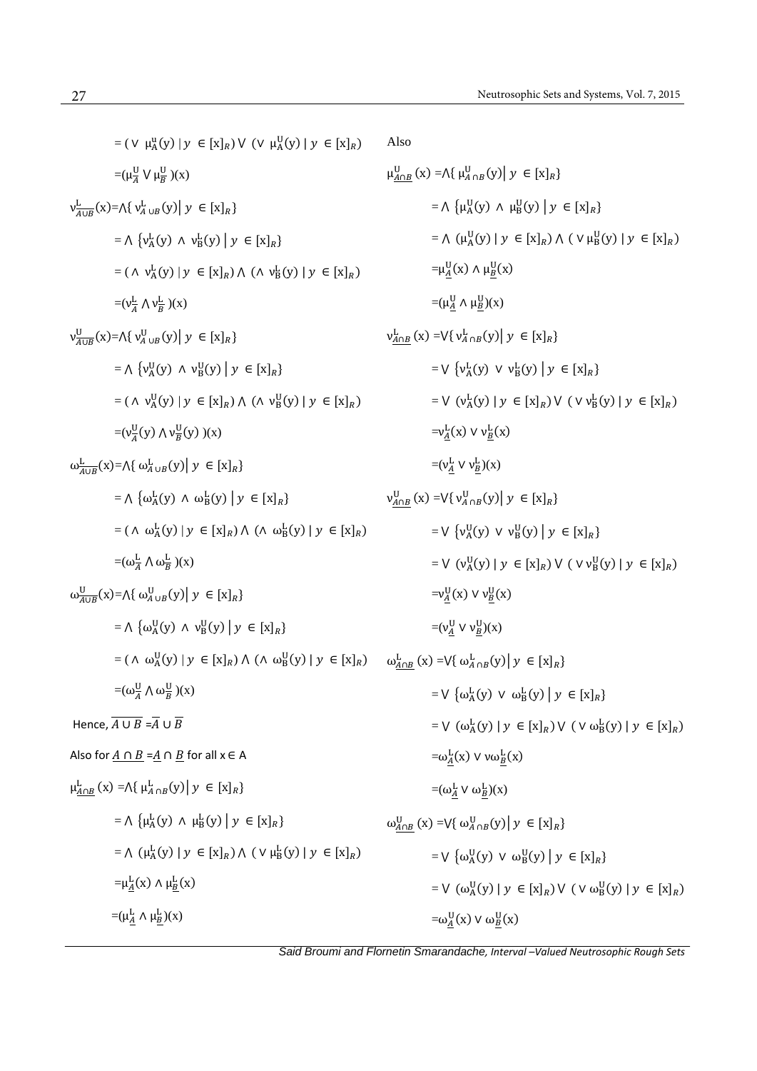$= (\vee\ \mu^{u}_{A}(y) \mid y \in [x]_R) \vee (\vee\ \mu^{U}_{A}(y) \mid y \in [x]_R)$

$= (\mu^{U}_{\overline{A}} \vee \mu^{U}_{\overline{B}})(x)$

$\nu^{L}_{\overline{A \cup B}}(x) = \wedge\{\nu^{L}_{A\cup B}(y) \mid y \in [x]_R\}$

$= \wedge \{\nu^{L}_{A}(y) \wedge \nu^{L}_{B}(y) \mid y \in [x]_R\}$

$= (\wedge\ \nu^{L}_{A}(y) \mid y \in [x]_R) \wedge (\wedge\ \nu^{L}_{B}(y) \mid y \in [x]_R)$

$= (\nu^{L}_{\overline{A}} \wedge \nu^{L}_{\overline{B}})(x)$

$\nu^{U}_{\overline{A \cup B}}(x) = \wedge\{\nu^{U}_{A\cup B}(y) \mid y \in [x]_R\}$

$= \wedge \{\nu^{U}_{A}(y) \wedge \nu^{U}_{B}(y) \mid y \in [x]_R\}$

$= (\wedge\ \nu^{U}_{A}(y) \mid y \in [x]_R) \wedge (\wedge\ \nu^{U}_{B}(y) \mid y \in [x]_R)$

$= (\nu^{U}_{\overline{A}}(y) \wedge \nu^{U}_{\overline{B}}(y))(x)$

$\omega^{L}_{\overline{A \cup B}}(x) = \wedge\{\omega^{L}_{A\cup B}(y) \mid y \in [x]_R\}$

$= \wedge \{\omega^{L}_{A}(y) \wedge \omega^{L}_{B}(y) \mid y \in [x]_R\}$

$= (\wedge\ \omega^{L}_{A}(y) \mid y \in [x]_R) \wedge (\wedge\ \omega^{L}_{B}(y) \mid y \in [x]_R)$

$= (\omega^{L}_{\overline{A}} \wedge \omega^{L}_{\overline{B}})(x)$

$\omega^{U}_{\overline{A \cup B}}(x) = \wedge\{\omega^{U}_{A\cup B}(y) \mid y \in [x]_R\}$

$= \wedge \{\omega^{U}_{A}(y) \wedge \nu^{U}_{B}(y) \mid y \in [x]_R\}$

$= (\wedge\ \omega^{U}_{A}(y) \mid y \in [x]_R) \wedge (\wedge\ \omega^{U}_{B}(y) \mid y \in [x]_R)$

$= (\omega^{U}_{\overline{A}} \wedge \omega^{U}_{\overline{B}})(x)$

Hence, $\overline{A \cup B} = \overline{A} \cup \overline{B}$

Also for $\underline{A \cap B} = \underline{A} \cap \underline{B}$ for all $x \in A$

$\mu^{L}_{\underline{A \cap B}}(x) = \wedge\{\mu^{L}_{A\cap B}(y) \mid y \in [x]_R\}$

$= \wedge \{\mu^{L}_{A}(y) \wedge \mu^{L}_{B}(y) \mid y \in [x]_R\}$

$= \wedge\ (\mu^{L}_{A}(y) \mid y \in [x]_R) \wedge (\vee\ \mu^{L}_{B}(y) \mid y \in [x]_R)$

$= \mu^{L}_{\underline{A}}(x) \wedge \mu^{L}_{\underline{B}}(x)$

$= (\mu^{L}_{\underline{A}} \wedge \mu^{L}_{\underline{B}})(x)$

Also

$\mu^{U}_{\underline{A \cap B}}(x) = \wedge\{\mu^{U}_{A\cap B}(y) \mid y \in [x]_R\}$

$= \wedge \{\mu^{U}_{A}(y) \wedge \mu^{U}_{B}(y) \mid y \in [x]_R\}$

$= \wedge\ (\mu^{U}_{A}(y) \mid y \in [x]_R) \wedge (\vee\ \mu^{U}_{B}(y) \mid y \in [x]_R)$

$= \mu^{U}_{\underline{A}}(x) \wedge \mu^{U}_{\underline{B}}(x)$

$= (\mu^{U}_{\underline{A}} \wedge \mu^{U}_{\underline{B}})(x)$

$\nu^{L}_{\underline{A \cap B}}(x) = \vee\{\nu^{L}_{A\cap B}(y) \mid y \in [x]_R\}$

$= \vee \{\nu^{L}_{A}(y) \vee \nu^{L}_{B}(y) \mid y \in [x]_R\}$

$= \vee\ (\nu^{L}_{A}(y) \mid y \in [x]_R) \vee (\vee\ \nu^{L}_{B}(y) \mid y \in [x]_R)$

$= \nu^{L}_{\underline{A}}(x) \vee \nu^{L}_{\underline{B}}(x)$

$= (\nu^{L}_{\underline{A}} \vee \nu^{L}_{\underline{B}})(x)$

$\nu^{U}_{\underline{A \cap B}}(x) = \vee\{\nu^{U}_{A\cap B}(y) \mid y \in [x]_R\}$

$= \vee \{\nu^{U}_{A}(y) \vee \nu^{U}_{B}(y) \mid y \in [x]_R\}$

$= \vee\ (\nu^{U}_{A}(y) \mid y \in [x]_R) \vee (\vee\ \nu^{U}_{B}(y) \mid y \in [x]_R)$

$= \nu^{U}_{\underline{A}}(x) \vee \nu^{U}_{\underline{B}}(x)$

$= (\nu^{U}_{\underline{A}} \vee \nu^{U}_{\underline{B}})(x)$

$\omega^{L}_{\underline{A \cap B}}(x) = \vee\{\omega^{L}_{A\cap B}(y) \mid y \in [x]_R\}$

$= \vee \{\omega^{L}_{A}(y) \vee \omega^{L}_{B}(y) \mid y \in [x]_R\}$

$= \vee\ (\omega^{L}_{A}(y) \mid y \in [x]_R) \vee (\vee\ \omega^{L}_{B}(y) \mid y \in [x]_R)$

$= \omega^{L}_{\underline{A}}(x) \vee \nu\omega^{L}_{\underline{B}}(x)$

$= (\omega^{L}_{\underline{A}} \vee \omega^{L}_{\underline{B}})(x)$

$\omega^{U}_{\underline{A \cap B}}(x) = \vee\{\omega^{U}_{A\cap B}(y) \mid y \in [x]_R\}$

$= \vee \{\omega^{U}_{A}(y) \vee \omega^{U}_{B}(y) \mid y \in [x]_R\}$

$= \vee\ (\omega^{U}_{A}(y) \mid y \in [x]_R) \vee (\vee\ \omega^{U}_{B}(y) \mid y \in [x]_R)$

$= \omega^{U}_{\underline{A}}(x) \vee \omega^{U}_{\underline{B}}(x)$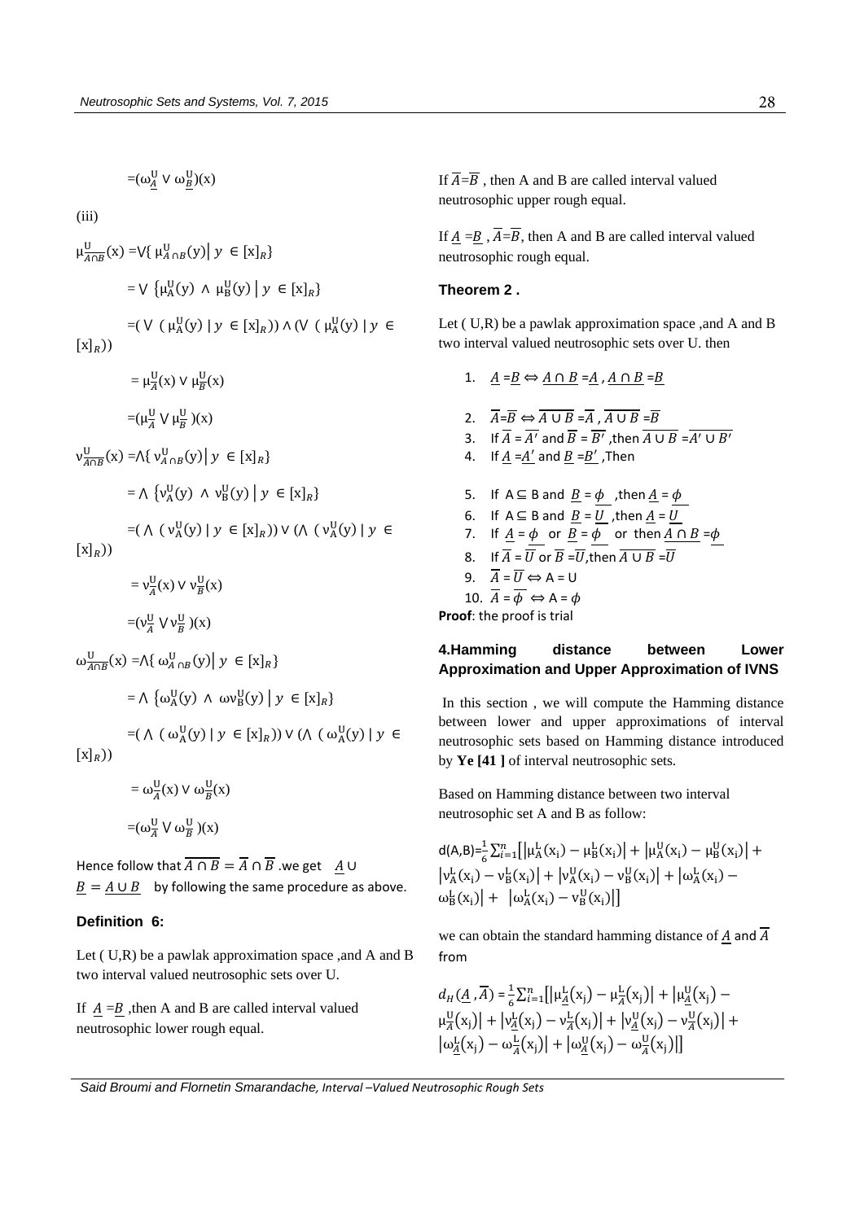$=(\omega^{U}_{\underline{A}} \vee \omega^{U}_{\underline{B}})(x)$

(iii)

$\mu^{U}_{\overline{A \cap B}}(x) = \vee\{ \mu^{U}_{A \cap B}(y) \mid y \in [x]_R\}$

$= \vee \{\mu^{U}_{A}(y) \wedge \mu^{U}_{B}(y) \mid y \in [x]_R\}$

$=(\vee\ (\mu^{U}_{A}(y) \mid y \in [x]_R)) \wedge (\vee\ (\mu^{U}_{A}(y) \mid y \in [x]_R))$

$= \mu^{U}_{\overline{A}}(x) \vee \mu^{U}_{\overline{B}}(x)$

$=(\mu^{U}_{\overline{A}} \vee \mu^{U}_{\overline{B}})(x)$

$\nu^{U}_{\overline{A \cap B}}(x) = \wedge\{ \nu^{U}_{A \cap B}(y) \mid y \in [x]_R\}$

$= \wedge \{\nu^{U}_{A}(y) \wedge \nu^{U}_{B}(y) \mid y \in [x]_R\}$

$=(\wedge\ (\nu^{U}_{A}(y) \mid y \in [x]_R)) \vee (\wedge\ (\nu^{U}_{A}(y) \mid y \in [x]_R))$

$= \nu^{U}_{\overline{A}}(x) \vee \nu^{U}_{\overline{B}}(x)$

$=(\nu^{U}_{\overline{A}} \vee \nu^{U}_{\overline{B}})(x)$

$\omega^{U}_{\overline{A \cap B}}(x) = \wedge\{ \omega^{U}_{A \cap B}(y) \mid y \in [x]_R\}$

$= \wedge \{\omega^{U}_{A}(y) \wedge \omega\nu^{U}_{B}(y) \mid y \in [x]_R\}$

$=(\wedge\ (\omega^{U}_{A}(y) \mid y \in [x]_R)) \vee (\wedge\ (\omega^{U}_{A}(y) \mid y \in [x]_R))$

$= \omega^{U}_{\overline{A}}(x) \vee \omega^{U}_{\overline{B}}(x)$

$=(\omega^{U}_{\overline{A}} \vee \omega^{U}_{\overline{B}})(x)$

Hence follow that $\overline{A \cap B} = \overline{A} \cap \overline{B}$ .we get $\underline{A} \cup \underline{B} = \underline{A \cup B}$ by following the same procedure as above.

### Definition 6:

Let ( U,R) be a pawlak approximation space ,and A and B two interval valued neutrosophic sets over U.

If $\underline{A} = \underline{B}$ ,then A and B are called interval valued neutrosophic lower rough equal.

If $\overline{A} = \overline{B}$ , then A and B are called interval valued neutrosophic upper rough equal.

If $\underline{A} = \underline{B}$ , $\overline{A} = \overline{B}$, then A and B are called interval valued neutrosophic rough equal.

### Theorem 2 .

Let ( U,R) be a pawlak approximation space ,and A and B two interval valued neutrosophic sets over U. then

1. $\underline{A} = \underline{B} \Leftrightarrow \underline{A \cap B} = \underline{A}$ , $\underline{A \cap B} = \underline{B}$
2. $\overline{A} = \overline{B} \Leftrightarrow \overline{A \cup B} = \overline{A}$ , $\overline{A \cup B} = \overline{B}$
3. If $\overline{A} = \overline{A'}$ and $\overline{B} = \overline{B'}$ ,then $\overline{A \cup B} = \overline{A' \cup B'}$
4. If $\underline{A} = \underline{A'}$ and $\underline{B} = \underline{B'}$ ,Then
5. If $A \subseteq B$ and $\underline{B} = \underline{\phi}$ ,then $\underline{A} = \underline{\phi}$
6. If $A \subseteq B$ and $\underline{B} = \underline{U}$ ,then $\underline{A} = \underline{U}$
7. If $\underline{A} = \underline{\phi}$ or $\underline{B} = \underline{\phi}$ or then $\underline{A \cap B} = \underline{\phi}$
8. If $\overline{A} = \overline{U}$ or $\overline{B} = \overline{U}$,then $\overline{A \cup B} = \overline{U}$
9. $\overline{A} = \overline{U} \Leftrightarrow A = U$
10. $\overline{A} = \overline{\phi} \Leftrightarrow A = \phi$

**Proof**: the proof is trial

## 4.Hamming distance between Lower Approximation and Upper Approximation of IVNS

In this section , we will compute the Hamming distance between lower and upper approximations of interval neutrosophic sets based on Hamming distance introduced by **Ye [41 ]** of interval neutrosophic sets.

Based on Hamming distance between two interval neutrosophic set A and B as follow:

$$d(A,B)=\frac{1}{6}\sum_{i=1}^{n}\left[\left|\mu^{L}_{A}(x_i)-\mu^{L}_{B}(x_i)\right|+\left|\mu^{U}_{A}(x_i)-\mu^{U}_{B}(x_i)\right|+\left|\nu^{L}_{A}(x_i)-\nu^{L}_{B}(x_i)\right|+\left|\nu^{U}_{A}(x_i)-\nu^{U}_{B}(x_i)\right|+\left|\omega^{L}_{A}(x_i)-\omega^{L}_{B}(x_i)\right|+\left|\omega^{L}_{A}(x_i)-\nu^{U}_{B}(x_i)\right|\right]$$

we can obtain the standard hamming distance of $\underline{A}$ and $\overline{A}$ from

$$d_H(\underline{A},\overline{A})=\frac{1}{6}\sum_{i=1}^{n}\left[\left|\mu^{L}_{\underline{A}}(x_j)-\mu^{L}_{\overline{A}}(x_j)\right|+\left|\mu^{U}_{\underline{A}}(x_j)-\mu^{U}_{\overline{A}}(x_j)\right|+\left|\nu^{L}_{\underline{A}}(x_j)-\nu^{L}_{\overline{A}}(x_j)\right|+\left|\nu^{U}_{\underline{A}}(x_j)-\nu^{U}_{\overline{A}}(x_j)\right|+\left|\omega^{L}_{\underline{A}}(x_j)-\omega^{L}_{\overline{A}}(x_j)\right|+\left|\omega^{U}_{\underline{A}}(x_j)-\omega^{U}_{\overline{A}}(x_j)\right|\right]$$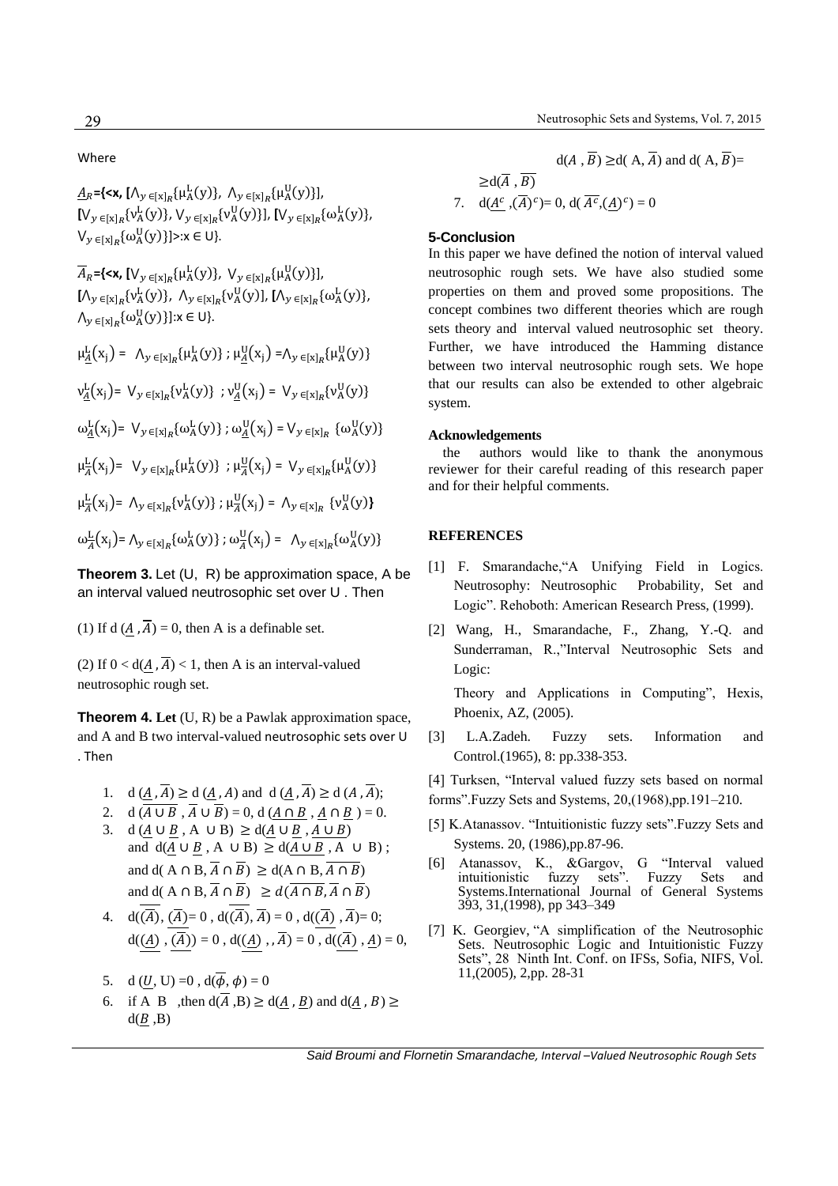Where

$\underline{A}_R$={<x, [$\wedge_{y\in[x]_R}\{\mu_A^L(y)\}$, $\wedge_{y\in[x]_R}\{\mu_A^U(y)\}$], [$\vee_{y\in[x]_R}\{\nu_A^L(y)\}$, $\vee_{y\in[x]_R}\{\nu_A^U(y)\}$], [$\vee_{y\in[x]_R}\{\omega_A^L(y)\}$, $\vee_{y\in[x]_R}\{\omega_A^U(y)\}$]>:x ∈ U}.

$\overline{A}_R$={<x, [$\vee_{y\in[x]_R}\{\mu_A^L(y)\}$, $\vee_{y\in[x]_R}\{\mu_A^U(y)\}$], [$\wedge_{y\in[x]_R}\{\nu_A^L(y)\}$, $\wedge_{y\in[x]_R}\{\nu_A^U(y)\}$, [$\wedge_{y\in[x]_R}\{\omega_A^L(y)\}$, $\wedge_{y\in[x]_R}\{\omega_A^U(y)\}$]:x ∈ U}.

$\mu_{\underline{A}}^L(x_j) = \wedge_{y\in[x]_R}\{\mu_A^L(y)\}$ ; $\mu_{\underline{A}}^U(x_j) = \wedge_{y\in[x]_R}\{\mu_A^U(y)\}$

$\nu_{\underline{A}}^L(x_j) = \vee_{y\in[x]_R}\{\nu_A^L(y)\}$ ; $\nu_{\underline{A}}^U(x_j) = \vee_{y\in[x]_R}\{\nu_A^U(y)\}$

$\omega_{\underline{A}}^L(x_j) = \vee_{y\in[x]_R}\{\omega_A^L(y)\}$ ; $\omega_{\underline{A}}^U(x_j) = \vee_{y\in[x]_R}\{\omega_A^U(y)\}$

$\mu_{\overline{A}}^L(x_j) = \vee_{y\in[x]_R}\{\mu_A^L(y)\}$ ; $\mu_{\overline{A}}^U(x_j) = \vee_{y\in[x]_R}\{\mu_A^U(y)\}$

$\mu_{\overline{A}}^L(x_j) = \wedge_{y\in[x]_R}\{\nu_A^L(y)\}$ ; $\mu_{\overline{A}}^U(x_j) = \wedge_{y\in[x]_R}\{\nu_A^U(y)\}$

$\omega_{\overline{A}}^L(x_j) = \wedge_{y\in[x]_R}\{\omega_A^L(y)\}$ ; $\omega_{\overline{A}}^U(x_j) = \wedge_{y\in[x]_R}\{\omega_A^U(y)\}$

**Theorem 3.** Let (U, R) be approximation space, A be an interval valued neutrosophic set over U . Then

(1) If d $(\underline{A}, \overline{A})$ = 0, then A is a definable set.

(2) If 0 < d$(\underline{A}, \overline{A})$ < 1, then A is an interval-valued neutrosophic rough set.

**Theorem 4.** **Let** (U, R) be a Pawlak approximation space, and A and B two interval-valued neutrosophic sets over U . Then

1. d $(\underline{A}, \overline{A})$ ≥ d $(\underline{A}, A)$ and d $(\underline{A}, \overline{A})$ ≥ d $(A, \overline{A})$;
2. d $(\overline{A \cup B}, \overline{A} \cup \overline{B})$ = 0, d $(\underline{A \cap B}, \underline{A} \cap \underline{B})$ = 0.
3. d $(\underline{A} \cup \underline{B}$, A ∪ B) ≥ d$(\underline{A} \cup \underline{B}, \underline{A \cup B})$ and d$(\underline{A} \cup \underline{B}$, A ∪ B) ≥ d$(\underline{A \cup B}$, A ∪ B) ; and d( A ∩ B, $\overline{A} \cap \overline{B}$) ≥ d(A ∩ B, $\overline{A \cap B}$) and d( A ∩ B, $\overline{A} \cap \overline{B}$) ≥ $d(\overline{A \cap B}, \overline{A} \cap \overline{B})$
4. d$(\overline{(\overline{A})}, (\overline{A}))$= 0 , d$(\overline{(\overline{A})}, \overline{A})$ = 0 , d$(\underline{(\overline{A})}, \overline{A})$= 0; d$(\overline{(\underline{A})}, \overline{(\overline{A})})$ = 0 , d$(\overline{(\underline{A})}, \overline{A})$ = 0 , d$(\underline{(\overline{A})}, \underline{A})$ = 0,
5. d $(\underline{U}$, U) =0 , d$(\overline{\phi}, \phi)$ = 0
6. if A B ,then d$(\overline{A}$,B) ≥ d$(\underline{A}, \underline{B})$ and d$(\underline{A}, B)$ ≥ d$(\underline{B}$,B)

 d$(A, \overline{B})$ ≥d( A, $\overline{A}$) and d( A, $\overline{B}$)= ≥d$(\overline{A}, \overline{B})$

7. d$(\underline{A^c}, (\overline{A})^c)$= 0, d( $\overline{A^c}$,$(\underline{A})^c$) = 0

## 5-Conclusion

In this paper we have defined the notion of interval valued neutrosophic rough sets. We have also studied some properties on them and proved some propositions. The concept combines two different theories which are rough sets theory and interval valued neutrosophic set theory. Further, we have introduced the Hamming distance between two interval neutrosophic rough sets. We hope that our results can also be extended to other algebraic system.

### Acknowledgements

the authors would like to thank the anonymous reviewer for their careful reading of this research paper and for their helpful comments.

### REFERENCES

[1] F. Smarandache,"A Unifying Field in Logics. Neutrosophy: Neutrosophic Probability, Set and Logic". Rehoboth: American Research Press, (1999).

[2] Wang, H., Smarandache, F., Zhang, Y.-Q. and Sunderraman, R.,"Interval Neutrosophic Sets and Logic:

Theory and Applications in Computing", Hexis, Phoenix, AZ, (2005).

[3] L.A.Zadeh. Fuzzy sets. Information and Control.(1965), 8: pp.338-353.

[4] Turksen, "Interval valued fuzzy sets based on normal forms".Fuzzy Sets and Systems, 20,(1968),pp.191–210.

[5] K.Atanassov. "Intuitionistic fuzzy sets".Fuzzy Sets and Systems. 20, (1986),pp.87-96.

[6] Atanassov, K., &Gargov, G "Interval valued intuitionistic fuzzy sets". Fuzzy Sets and Systems.International Journal of General Systems 393, 31,(1998), pp 343–349

[7] K. Georgiev, "A simplification of the Neutrosophic Sets. Neutrosophic Logic and Intuitionistic Fuzzy Sets", 28 Ninth Int. Conf. on IFSs, Sofia, NIFS, Vol. 11,(2005), 2,pp. 28-31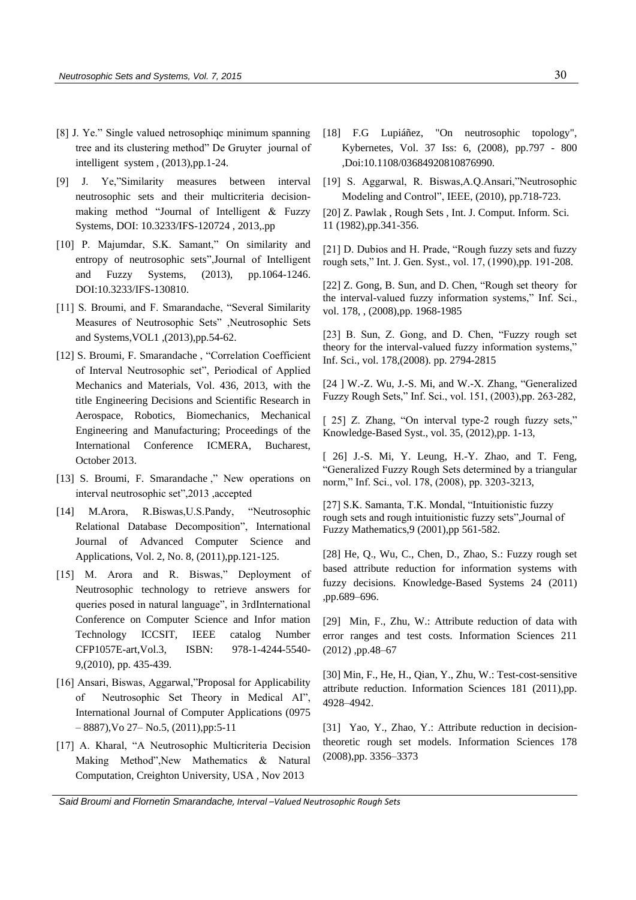[8] J. Ye." Single valued netrosophiqc minimum spanning tree and its clustering method" De Gruyter journal of intelligent system , (2013),pp.1-24.

[9] J. Ye,"Similarity measures between interval neutrosophic sets and their multicriteria decision-making method "Journal of Intelligent & Fuzzy Systems, DOI: 10.3233/IFS-120724 , 2013,.pp

[10] P. Majumdar, S.K. Samant," On similarity and entropy of neutrosophic sets",Journal of Intelligent and Fuzzy Systems, (2013), pp.1064-1246. DOI:10.3233/IFS-130810.

[11] S. Broumi, and F. Smarandache, "Several Similarity Measures of Neutrosophic Sets" ,Neutrosophic Sets and Systems,VOL1 ,(2013),pp.54-62.

[12] S. Broumi, F. Smarandache , "Correlation Coefficient of Interval Neutrosophic set", Periodical of Applied Mechanics and Materials, Vol. 436, 2013, with the title Engineering Decisions and Scientific Research in Aerospace, Robotics, Biomechanics, Mechanical Engineering and Manufacturing; Proceedings of the International Conference ICMERA, Bucharest, October 2013.

[13] S. Broumi, F. Smarandache ," New operations on interval neutrosophic set",2013 ,accepted

[14] M.Arora, R.Biswas,U.S.Pandy, "Neutrosophic Relational Database Decomposition", International Journal of Advanced Computer Science and Applications, Vol. 2, No. 8, (2011),pp.121-125.

[15] M. Arora and R. Biswas," Deployment of Neutrosophic technology to retrieve answers for queries posed in natural language", in 3rdInternational Conference on Computer Science and Infor mation Technology ICCSIT, IEEE catalog Number CFP1057E-art,Vol.3, ISBN: 978-1-4244-5540-9,(2010), pp. 435-439.

[16] Ansari, Biswas, Aggarwal,"Proposal for Applicability of Neutrosophic Set Theory in Medical AI", International Journal of Computer Applications (0975 – 8887),Vo 27– No.5, (2011),pp:5-11

[17] A. Kharal, "A Neutrosophic Multicriteria Decision Making Method",New Mathematics & Natural Computation, Creighton University, USA , Nov 2013

[18] F.G Lupiáñez, "On neutrosophic topology", Kybernetes, Vol. 37 Iss: 6, (2008), pp.797 - 800 ,Doi:10.1108/03684920810876990.

[19] S. Aggarwal, R. Biswas,A.Q.Ansari,"Neutrosophic Modeling and Control", IEEE, (2010), pp.718-723.

[20] Z. Pawlak , Rough Sets , Int. J. Comput. Inform. Sci. 11 (1982),pp.341-356.

[21] D. Dubios and H. Prade, "Rough fuzzy sets and fuzzy rough sets," Int. J. Gen. Syst., vol. 17, (1990),pp. 191-208.

[22] Z. Gong, B. Sun, and D. Chen, "Rough set theory for the interval-valued fuzzy information systems," Inf. Sci., vol. 178, , (2008),pp. 1968-1985

[23] B. Sun, Z. Gong, and D. Chen, "Fuzzy rough set theory for the interval-valued fuzzy information systems," Inf. Sci., vol. 178,(2008). pp. 2794-2815

[24 ] W.-Z. Wu, J.-S. Mi, and W.-X. Zhang, "Generalized Fuzzy Rough Sets," Inf. Sci., vol. 151, (2003),pp. 263-282,

[ 25] Z. Zhang, "On interval type-2 rough fuzzy sets," Knowledge-Based Syst., vol. 35, (2012),pp. 1-13,

[ 26] J.-S. Mi, Y. Leung, H.-Y. Zhao, and T. Feng, "Generalized Fuzzy Rough Sets determined by a triangular norm," Inf. Sci., vol. 178, (2008), pp. 3203-3213,

[27] S.K. Samanta, T.K. Mondal, "Intuitionistic fuzzy rough sets and rough intuitionistic fuzzy sets",Journal of Fuzzy Mathematics,9 (2001),pp 561-582.

[28] He, Q., Wu, C., Chen, D., Zhao, S.: Fuzzy rough set based attribute reduction for information systems with fuzzy decisions. Knowledge-Based Systems 24 (2011) ,pp.689–696.

[29] Min, F., Zhu, W.: Attribute reduction of data with error ranges and test costs. Information Sciences 211 (2012) ,pp.48–67

[30] Min, F., He, H., Qian, Y., Zhu, W.: Test-cost-sensitive attribute reduction. Information Sciences 181 (2011),pp. 4928–4942.

[31] Yao, Y., Zhao, Y.: Attribute reduction in decision-theoretic rough set models. Information Sciences 178 (2008),pp. 3356–3373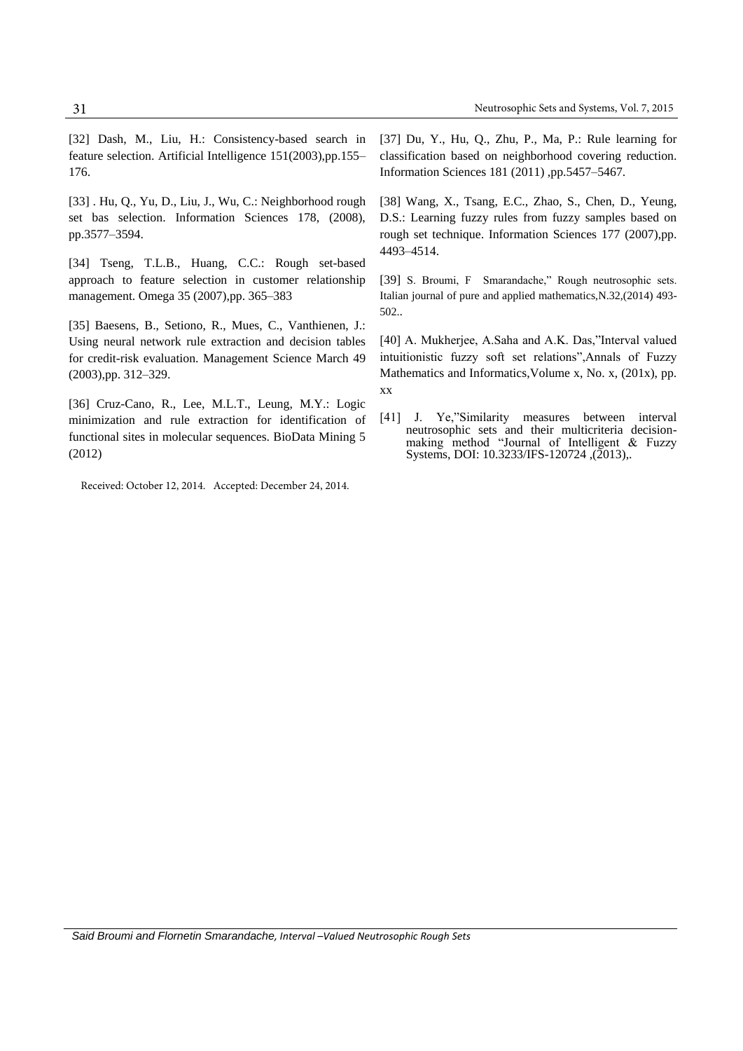[32] Dash, M., Liu, H.: Consistency-based search in feature selection. Artificial Intelligence 151(2003),pp.155–176.

[33] . Hu, Q., Yu, D., Liu, J., Wu, C.: Neighborhood rough set bas selection. Information Sciences 178, (2008), pp.3577–3594.

[34] Tseng, T.L.B., Huang, C.C.: Rough set-based approach to feature selection in customer relationship management. Omega 35 (2007),pp. 365–383

[35] Baesens, B., Setiono, R., Mues, C., Vanthienen, J.: Using neural network rule extraction and decision tables for credit-risk evaluation. Management Science March 49 (2003),pp. 312–329.

[36] Cruz-Cano, R., Lee, M.L.T., Leung, M.Y.: Logic minimization and rule extraction for identification of functional sites in molecular sequences. BioData Mining 5 (2012)

[37] Du, Y., Hu, Q., Zhu, P., Ma, P.: Rule learning for classification based on neighborhood covering reduction. Information Sciences 181 (2011) ,pp.5457–5467.

[38] Wang, X., Tsang, E.C., Zhao, S., Chen, D., Yeung, D.S.: Learning fuzzy rules from fuzzy samples based on rough set technique. Information Sciences 177 (2007),pp. 4493–4514.

[39] S. Broumi, F Smarandache," Rough neutrosophic sets. Italian journal of pure and applied mathematics,N.32,(2014) 493-502..

[40] A. Mukherjee, A.Saha and A.K. Das,"Interval valued intuitionistic fuzzy soft set relations",Annals of Fuzzy Mathematics and Informatics,Volume x, No. x, (201x), pp. xx

[41] J. Ye,"Similarity measures between interval neutrosophic sets and their multicriteria decision-making method "Journal of Intelligent & Fuzzy Systems, DOI: 10.3233/IFS-120724 ,(2013),.

Received: October 12, 2014. Accepted: December 24, 2014.